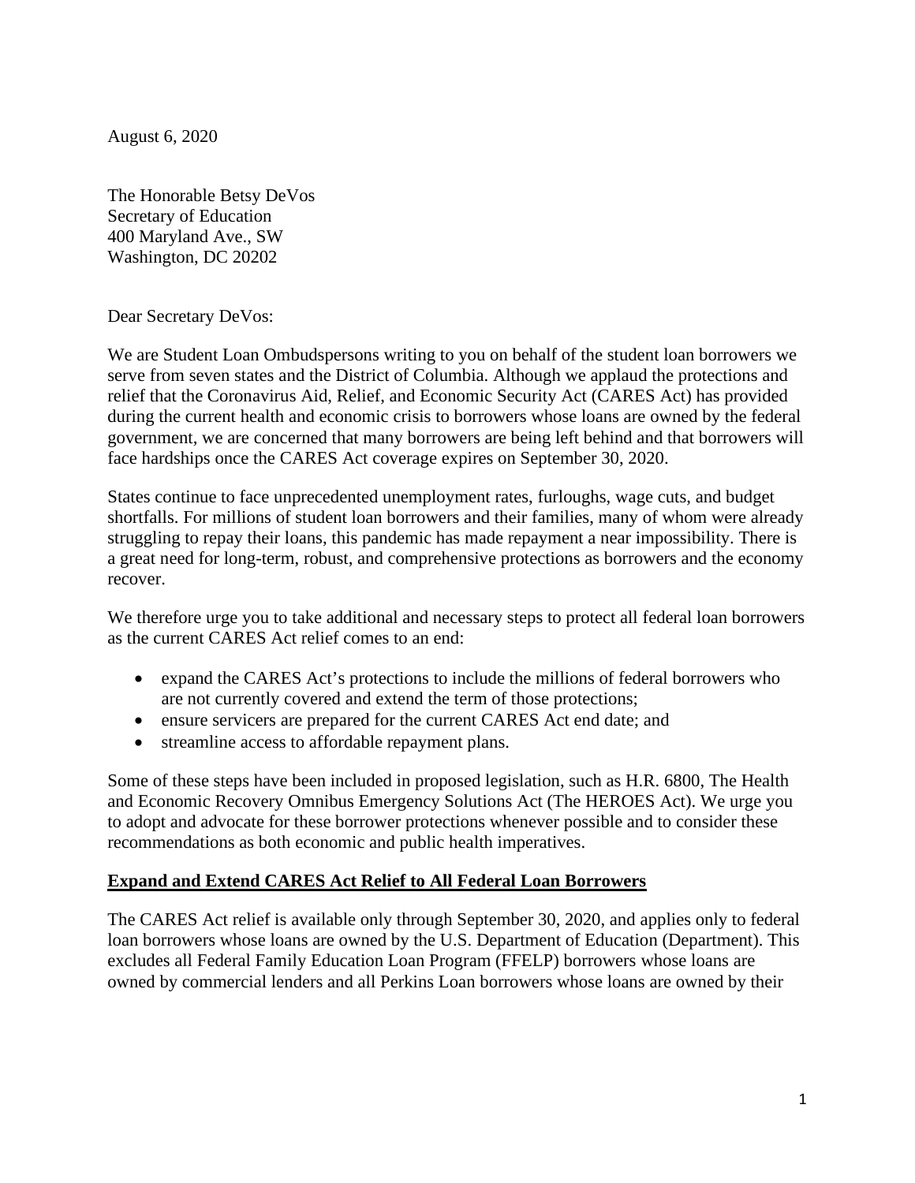August 6, 2020

The Honorable Betsy DeVos
Secretary of Education
400 Maryland Ave., SW
Washington, DC 20202

Dear Secretary DeVos:

We are Student Loan Ombudspersons writing to you on behalf of the student loan borrowers we serve from seven states and the District of Columbia. Although we applaud the protections and relief that the Coronavirus Aid, Relief, and Economic Security Act (CARES Act) has provided during the current health and economic crisis to borrowers whose loans are owned by the federal government, we are concerned that many borrowers are being left behind and that borrowers will face hardships once the CARES Act coverage expires on September 30, 2020.

States continue to face unprecedented unemployment rates, furloughs, wage cuts, and budget shortfalls. For millions of student loan borrowers and their families, many of whom were already struggling to repay their loans, this pandemic has made repayment a near impossibility. There is a great need for long-term, robust, and comprehensive protections as borrowers and the economy recover.

We therefore urge you to take additional and necessary steps to protect all federal loan borrowers as the current CARES Act relief comes to an end:

- expand the CARES Act's protections to include the millions of federal borrowers who are not currently covered and extend the term of those protections;
- ensure servicers are prepared for the current CARES Act end date; and
- streamline access to affordable repayment plans.

Some of these steps have been included in proposed legislation, such as H.R. 6800, The Health and Economic Recovery Omnibus Emergency Solutions Act (The HEROES Act). We urge you to adopt and advocate for these borrower protections whenever possible and to consider these recommendations as both economic and public health imperatives.

**<u>Expand and Extend CARES Act Relief to All Federal Loan Borrowers</u>**

The CARES Act relief is available only through September 30, 2020, and applies only to federal loan borrowers whose loans are owned by the U.S. Department of Education (Department). This excludes all Federal Family Education Loan Program (FFELP) borrowers whose loans are owned by commercial lenders and all Perkins Loan borrowers whose loans are owned by their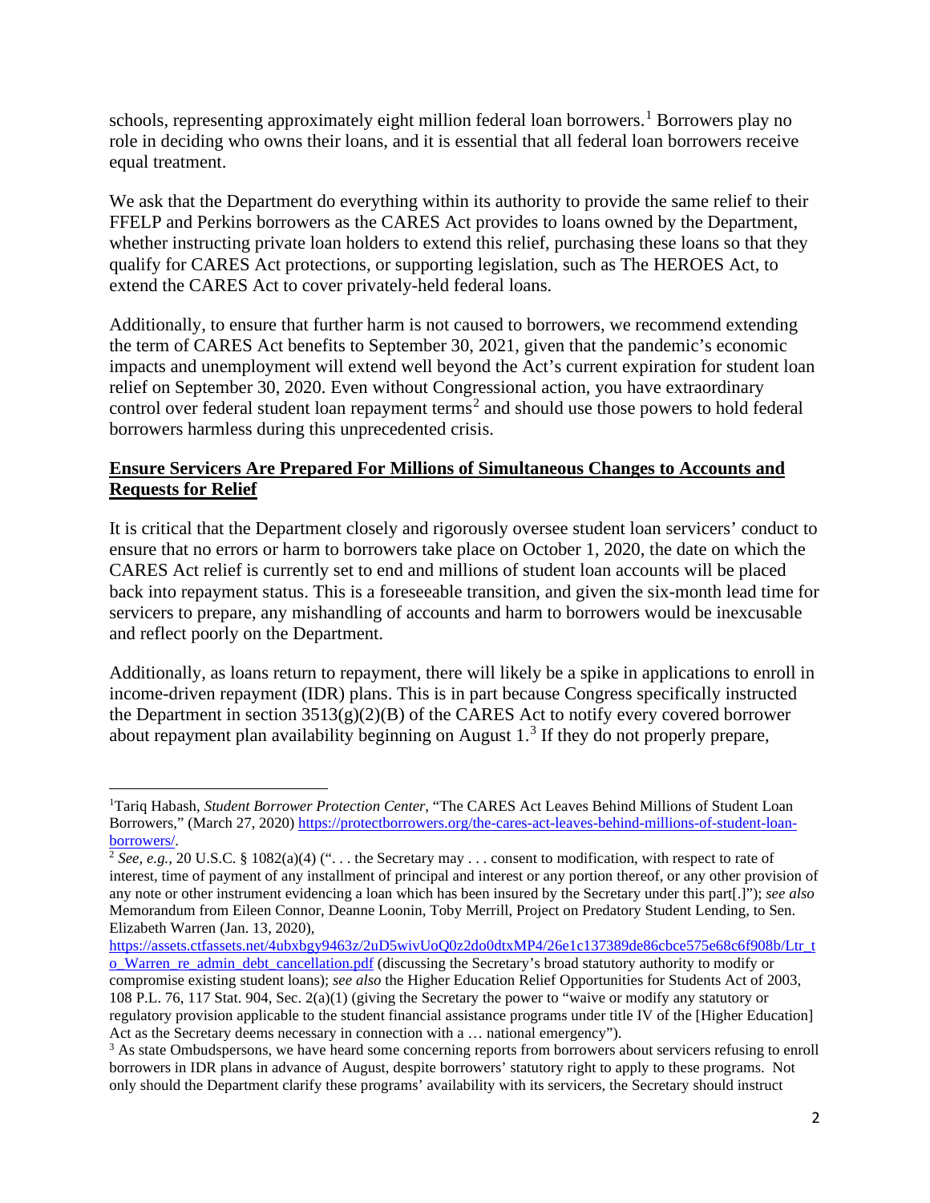schools, representing approximately eight million federal loan borrowers.[1] Borrowers play no role in deciding who owns their loans, and it is essential that all federal loan borrowers receive equal treatment.

We ask that the Department do everything within its authority to provide the same relief to their FFELP and Perkins borrowers as the CARES Act provides to loans owned by the Department, whether instructing private loan holders to extend this relief, purchasing these loans so that they qualify for CARES Act protections, or supporting legislation, such as The HEROES Act, to extend the CARES Act to cover privately-held federal loans.

Additionally, to ensure that further harm is not caused to borrowers, we recommend extending the term of CARES Act benefits to September 30, 2021, given that the pandemic's economic impacts and unemployment will extend well beyond the Act's current expiration for student loan relief on September 30, 2020. Even without Congressional action, you have extraordinary control over federal student loan repayment terms[2] and should use those powers to hold federal borrowers harmless during this unprecedented crisis.

**<u>Ensure Servicers Are Prepared For Millions of Simultaneous Changes to Accounts and Requests for Relief</u>**

It is critical that the Department closely and rigorously oversee student loan servicers' conduct to ensure that no errors or harm to borrowers take place on October 1, 2020, the date on which the CARES Act relief is currently set to end and millions of student loan accounts will be placed back into repayment status. This is a foreseeable transition, and given the six-month lead time for servicers to prepare, any mishandling of accounts and harm to borrowers would be inexcusable and reflect poorly on the Department.

Additionally, as loans return to repayment, there will likely be a spike in applications to enroll in income-driven repayment (IDR) plans. This is in part because Congress specifically instructed the Department in section 3513(g)(2)(B) of the CARES Act to notify every covered borrower about repayment plan availability beginning on August 1.[3] If they do not properly prepare,

---

[1] Tariq Habash, *Student Borrower Protection Center*, "The CARES Act Leaves Behind Millions of Student Loan Borrowers," (March 27, 2020) https://protectborrowers.org/the-cares-act-leaves-behind-millions-of-student-loan-borrowers/.

[2] *See, e.g.,* 20 U.S.C. § 1082(a)(4) (". . . the Secretary may . . . consent to modification, with respect to rate of interest, time of payment of any installment of principal and interest or any portion thereof, or any other provision of any note or other instrument evidencing a loan which has been insured by the Secretary under this part[.]"); *see also* Memorandum from Eileen Connor, Deanne Loonin, Toby Merrill, Project on Predatory Student Lending, to Sen. Elizabeth Warren (Jan. 13, 2020), https://assets.ctfassets.net/4ubxbgy9463z/2uD5wivUoQ0z2do0dtxMP4/26e1c137389de86cbce575e68c6f908b/Ltr_to_Warren_re_admin_debt_cancellation.pdf (discussing the Secretary's broad statutory authority to modify or compromise existing student loans); *see also* the Higher Education Relief Opportunities for Students Act of 2003, 108 P.L. 76, 117 Stat. 904, Sec. 2(a)(1) (giving the Secretary the power to "waive or modify any statutory or regulatory provision applicable to the student financial assistance programs under title IV of the [Higher Education] Act as the Secretary deems necessary in connection with a … national emergency").

[3] As state Ombudspersons, we have heard some concerning reports from borrowers about servicers refusing to enroll borrowers in IDR plans in advance of August, despite borrowers' statutory right to apply to these programs. Not only should the Department clarify these programs' availability with its servicers, the Secretary should instruct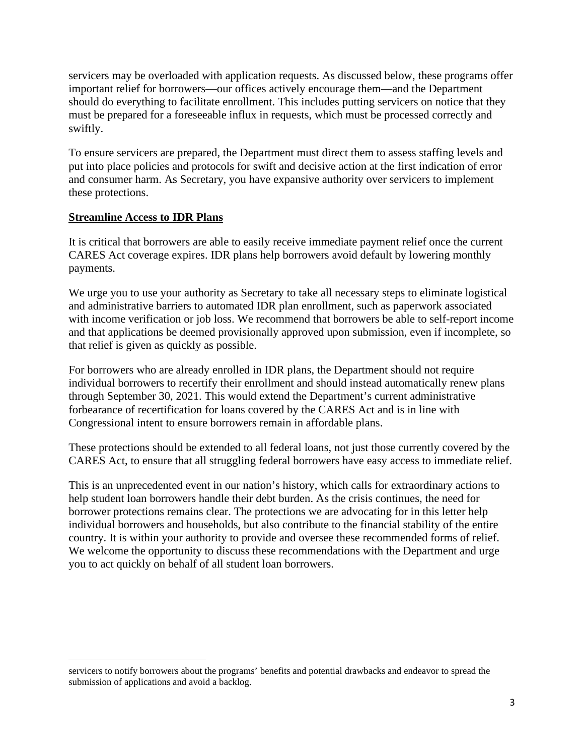servicers may be overloaded with application requests. As discussed below, these programs offer important relief for borrowers—our offices actively encourage them—and the Department should do everything to facilitate enrollment. This includes putting servicers on notice that they must be prepared for a foreseeable influx in requests, which must be processed correctly and swiftly.

To ensure servicers are prepared, the Department must direct them to assess staffing levels and put into place policies and protocols for swift and decisive action at the first indication of error and consumer harm. As Secretary, you have expansive authority over servicers to implement these protections.

**Streamline Access to IDR Plans**

It is critical that borrowers are able to easily receive immediate payment relief once the current CARES Act coverage expires. IDR plans help borrowers avoid default by lowering monthly payments.

We urge you to use your authority as Secretary to take all necessary steps to eliminate logistical and administrative barriers to automated IDR plan enrollment, such as paperwork associated with income verification or job loss. We recommend that borrowers be able to self-report income and that applications be deemed provisionally approved upon submission, even if incomplete, so that relief is given as quickly as possible.

For borrowers who are already enrolled in IDR plans, the Department should not require individual borrowers to recertify their enrollment and should instead automatically renew plans through September 30, 2021. This would extend the Department's current administrative forbearance of recertification for loans covered by the CARES Act and is in line with Congressional intent to ensure borrowers remain in affordable plans.

These protections should be extended to all federal loans, not just those currently covered by the CARES Act, to ensure that all struggling federal borrowers have easy access to immediate relief.

This is an unprecedented event in our nation's history, which calls for extraordinary actions to help student loan borrowers handle their debt burden. As the crisis continues, the need for borrower protections remains clear. The protections we are advocating for in this letter help individual borrowers and households, but also contribute to the financial stability of the entire country. It is within your authority to provide and oversee these recommended forms of relief. We welcome the opportunity to discuss these recommendations with the Department and urge you to act quickly on behalf of all student loan borrowers.

---

servicers to notify borrowers about the programs' benefits and potential drawbacks and endeavor to spread the submission of applications and avoid a backlog.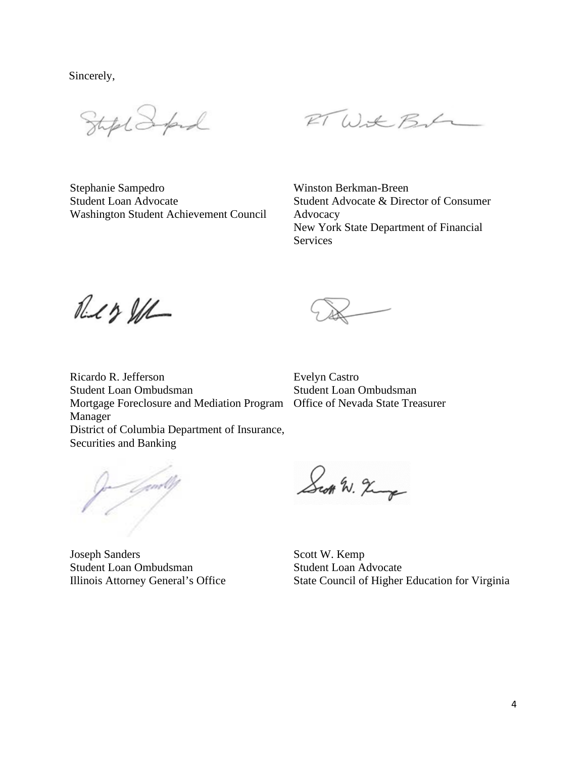Sincerely,

Stephanie Sampedro
Student Loan Advocate
Washington Student Achievement Council

Winston Berkman-Breen
Student Advocate & Director of Consumer Advocacy
New York State Department of Financial Services

Ricardo R. Jefferson
Student Loan Ombudsman
Mortgage Foreclosure and Mediation Program Manager
District of Columbia Department of Insurance, Securities and Banking

Evelyn Castro
Student Loan Ombudsman
Office of Nevada State Treasurer

Joseph Sanders
Student Loan Ombudsman
Illinois Attorney General's Office

Scott W. Kemp
Student Loan Advocate
State Council of Higher Education for Virginia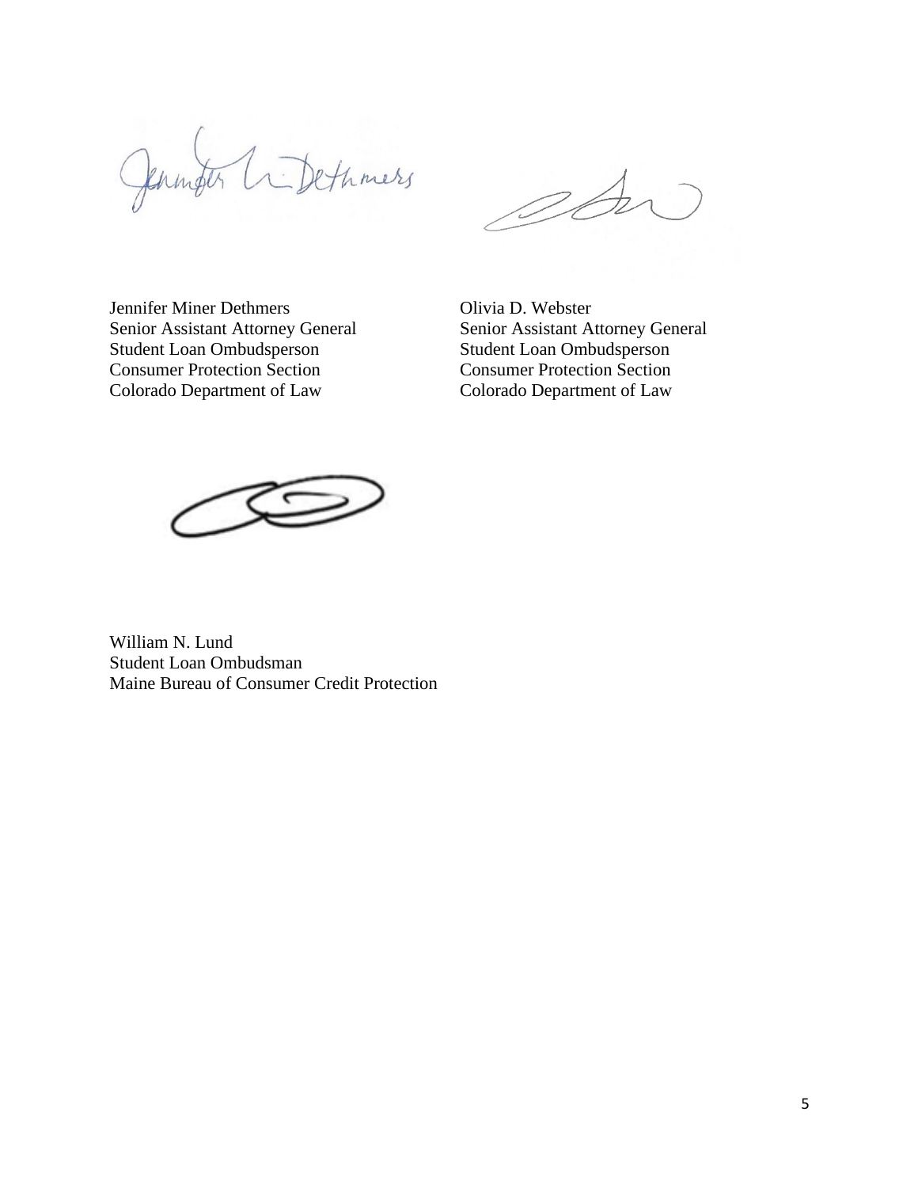Jennifer Miner Dethmers
Senior Assistant Attorney General
Student Loan Ombudsperson
Consumer Protection Section
Colorado Department of Law

Olivia D. Webster
Senior Assistant Attorney General
Student Loan Ombudsperson
Consumer Protection Section
Colorado Department of Law

William N. Lund
Student Loan Ombudsman
Maine Bureau of Consumer Credit Protection